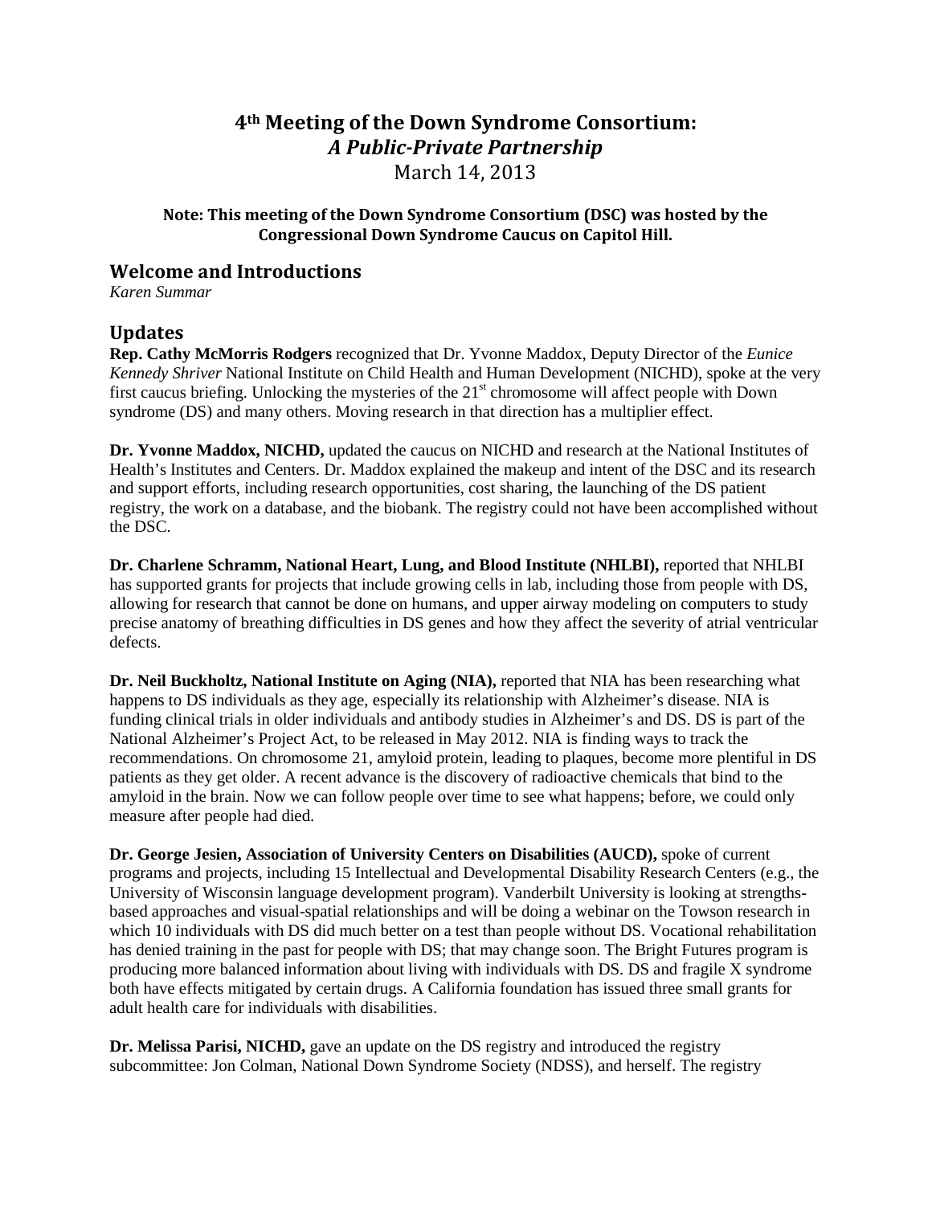# 4th Meeting of the Down Syndrome Consortium: *A Public-Private Partnership*

March 14, 2013

**Note: This meeting of the Down Syndrome Consortium (DSC) was hosted by the Congressional Down Syndrome Caucus on Capitol Hill.**

## Welcome and Introductions

*Karen Summar*

## Updates

**Rep. Cathy McMorris Rodgers** recognized that Dr. Yvonne Maddox, Deputy Director of the *Eunice Kennedy Shriver* National Institute on Child Health and Human Development (NICHD), spoke at the very first caucus briefing. Unlocking the mysteries of the 21st chromosome will affect people with Down syndrome (DS) and many others. Moving research in that direction has a multiplier effect.

**Dr. Yvonne Maddox, NICHD,** updated the caucus on NICHD and research at the National Institutes of Health's Institutes and Centers. Dr. Maddox explained the makeup and intent of the DSC and its research and support efforts, including research opportunities, cost sharing, the launching of the DS patient registry, the work on a database, and the biobank. The registry could not have been accomplished without the DSC.

**Dr. Charlene Schramm, National Heart, Lung, and Blood Institute (NHLBI),** reported that NHLBI has supported grants for projects that include growing cells in lab, including those from people with DS, allowing for research that cannot be done on humans, and upper airway modeling on computers to study precise anatomy of breathing difficulties in DS genes and how they affect the severity of atrial ventricular defects.

**Dr. Neil Buckholtz, National Institute on Aging (NIA),** reported that NIA has been researching what happens to DS individuals as they age, especially its relationship with Alzheimer's disease. NIA is funding clinical trials in older individuals and antibody studies in Alzheimer's and DS. DS is part of the National Alzheimer's Project Act, to be released in May 2012. NIA is finding ways to track the recommendations. On chromosome 21, amyloid protein, leading to plaques, become more plentiful in DS patients as they get older. A recent advance is the discovery of radioactive chemicals that bind to the amyloid in the brain. Now we can follow people over time to see what happens; before, we could only measure after people had died.

**Dr. George Jesien, Association of University Centers on Disabilities (AUCD),** spoke of current programs and projects, including 15 Intellectual and Developmental Disability Research Centers (e.g., the University of Wisconsin language development program). Vanderbilt University is looking at strengths-based approaches and visual-spatial relationships and will be doing a webinar on the Towson research in which 10 individuals with DS did much better on a test than people without DS. Vocational rehabilitation has denied training in the past for people with DS; that may change soon. The Bright Futures program is producing more balanced information about living with individuals with DS. DS and fragile X syndrome both have effects mitigated by certain drugs. A California foundation has issued three small grants for adult health care for individuals with disabilities.

**Dr. Melissa Parisi, NICHD,** gave an update on the DS registry and introduced the registry subcommittee: Jon Colman, National Down Syndrome Society (NDSS), and herself. The registry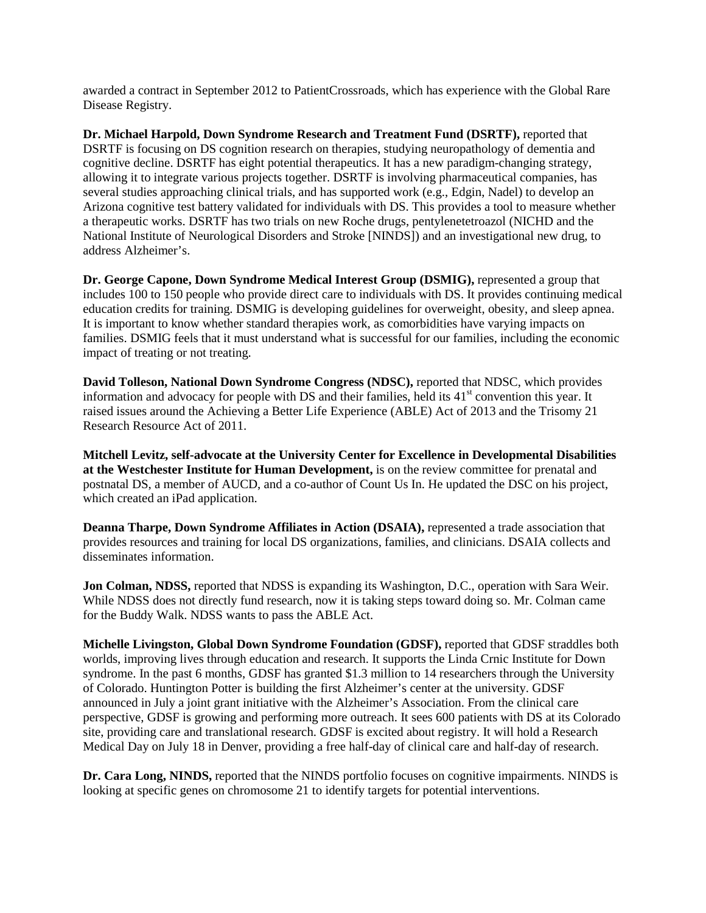awarded a contract in September 2012 to PatientCrossroads, which has experience with the Global Rare Disease Registry.

**Dr. Michael Harpold, Down Syndrome Research and Treatment Fund (DSRTF),** reported that DSRTF is focusing on DS cognition research on therapies, studying neuropathology of dementia and cognitive decline. DSRTF has eight potential therapeutics. It has a new paradigm-changing strategy, allowing it to integrate various projects together. DSRTF is involving pharmaceutical companies, has several studies approaching clinical trials, and has supported work (e.g., Edgin, Nadel) to develop an Arizona cognitive test battery validated for individuals with DS. This provides a tool to measure whether a therapeutic works. DSRTF has two trials on new Roche drugs, pentylenetetroazol (NICHD and the National Institute of Neurological Disorders and Stroke [NINDS]) and an investigational new drug, to address Alzheimer's.

**Dr. George Capone, Down Syndrome Medical Interest Group (DSMIG),** represented a group that includes 100 to 150 people who provide direct care to individuals with DS. It provides continuing medical education credits for training. DSMIG is developing guidelines for overweight, obesity, and sleep apnea. It is important to know whether standard therapies work, as comorbidities have varying impacts on families. DSMIG feels that it must understand what is successful for our families, including the economic impact of treating or not treating.

**David Tolleson, National Down Syndrome Congress (NDSC),** reported that NDSC, which provides information and advocacy for people with DS and their families, held its 41st convention this year. It raised issues around the Achieving a Better Life Experience (ABLE) Act of 2013 and the Trisomy 21 Research Resource Act of 2011.

**Mitchell Levitz, self-advocate at the University Center for Excellence in Developmental Disabilities at the Westchester Institute for Human Development,** is on the review committee for prenatal and postnatal DS, a member of AUCD, and a co-author of Count Us In. He updated the DSC on his project, which created an iPad application.

**Deanna Tharpe, Down Syndrome Affiliates in Action (DSAIA),** represented a trade association that provides resources and training for local DS organizations, families, and clinicians. DSAIA collects and disseminates information.

**Jon Colman, NDSS,** reported that NDSS is expanding its Washington, D.C., operation with Sara Weir. While NDSS does not directly fund research, now it is taking steps toward doing so. Mr. Colman came for the Buddy Walk. NDSS wants to pass the ABLE Act.

**Michelle Livingston, Global Down Syndrome Foundation (GDSF),** reported that GDSF straddles both worlds, improving lives through education and research. It supports the Linda Crnic Institute for Down syndrome. In the past 6 months, GDSF has granted $1.3 million to 14 researchers through the University of Colorado. Huntington Potter is building the first Alzheimer's center at the university. GDSF announced in July a joint grant initiative with the Alzheimer's Association. From the clinical care perspective, GDSF is growing and performing more outreach. It sees 600 patients with DS at its Colorado site, providing care and translational research. GDSF is excited about registry. It will hold a Research Medical Day on July 18 in Denver, providing a free half-day of clinical care and half-day of research.

**Dr. Cara Long, NINDS,** reported that the NINDS portfolio focuses on cognitive impairments. NINDS is looking at specific genes on chromosome 21 to identify targets for potential interventions.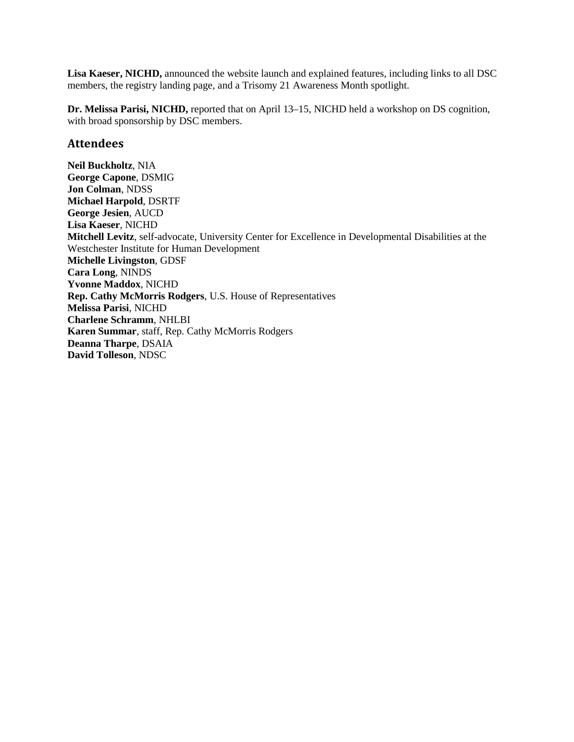**Lisa Kaeser, NICHD,** announced the website launch and explained features, including links to all DSC members, the registry landing page, and a Trisomy 21 Awareness Month spotlight.

**Dr. Melissa Parisi, NICHD,** reported that on April 13–15, NICHD held a workshop on DS cognition, with broad sponsorship by DSC members.

## Attendees

**Neil Buckholtz**, NIA  
**George Capone**, DSMIG  
**Jon Colman**, NDSS  
**Michael Harpold**, DSRTF  
**George Jesien**, AUCD  
**Lisa Kaeser**, NICHD  
**Mitchell Levitz**, self-advocate, University Center for Excellence in Developmental Disabilities at the Westchester Institute for Human Development  
**Michelle Livingston**, GDSF  
**Cara Long**, NINDS  
**Yvonne Maddox**, NICHD  
**Rep. Cathy McMorris Rodgers**, U.S. House of Representatives  
**Melissa Parisi**, NICHD  
**Charlene Schramm**, NHLBI  
**Karen Summar**, staff, Rep. Cathy McMorris Rodgers  
**Deanna Tharpe**, DSAIA  
**David Tolleson**, NDSC